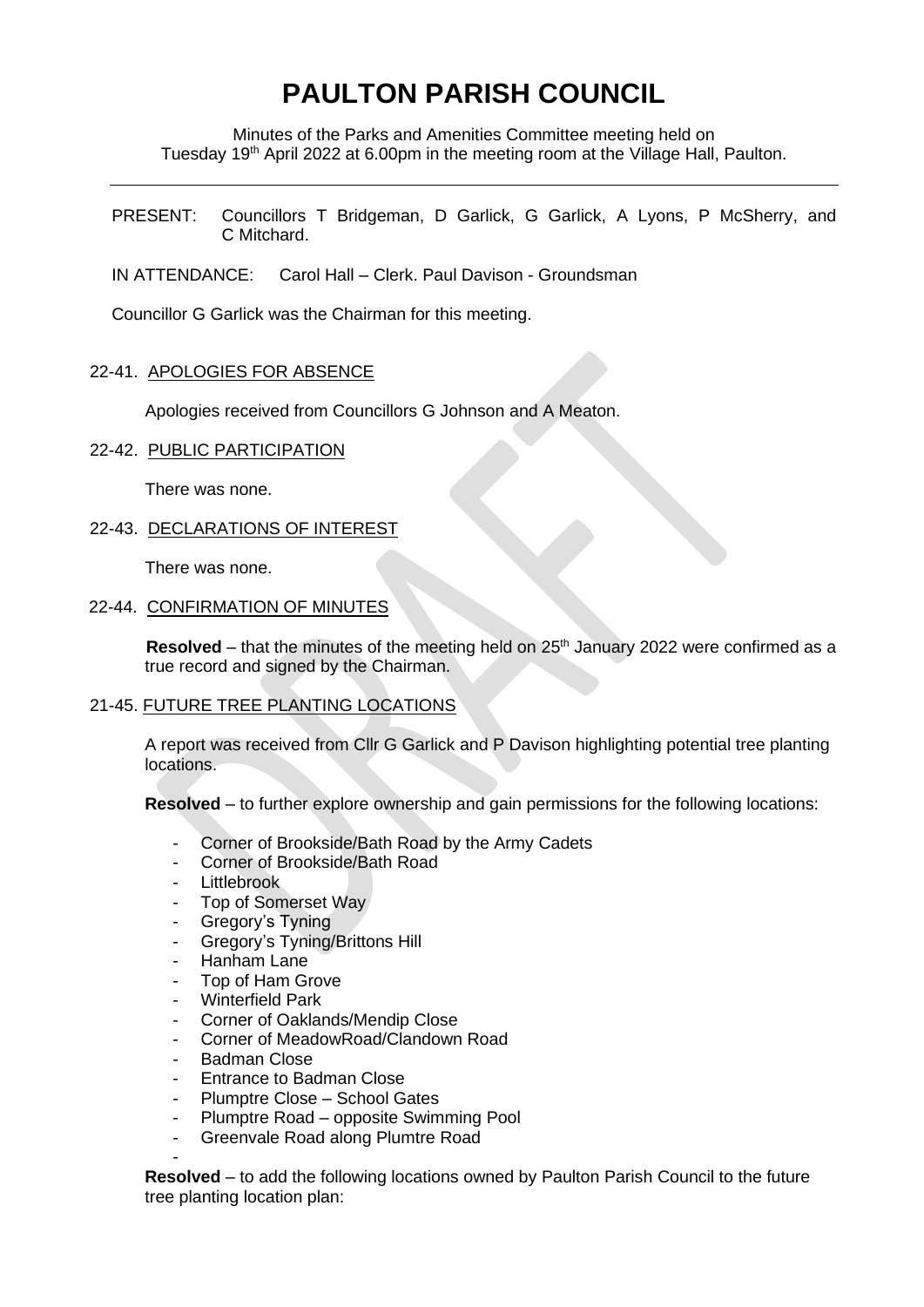# PAULTON PARISH COUNCIL

Minutes of the Parks and Amenities Committee meeting held on Tuesday 19th April 2022 at 6.00pm in the meeting room at the Village Hall, Paulton.

PRESENT: Councillors T Bridgeman, D Garlick, G Garlick, A Lyons, P McSherry, and C Mitchard.

IN ATTENDANCE: Carol Hall – Clerk. Paul Davison - Groundsman

Councillor G Garlick was the Chairman for this meeting.

22-41. APOLOGIES FOR ABSENCE

Apologies received from Councillors G Johnson and A Meaton.

22-42. PUBLIC PARTICIPATION

There was none.

22-43. DECLARATIONS OF INTEREST

There was none.

22-44. CONFIRMATION OF MINUTES

**Resolved** – that the minutes of the meeting held on 25th January 2022 were confirmed as a true record and signed by the Chairman.

21-45. FUTURE TREE PLANTING LOCATIONS

A report was received from Cllr G Garlick and P Davison highlighting potential tree planting locations.

**Resolved** – to further explore ownership and gain permissions for the following locations:

- Corner of Brookside/Bath Road by the Army Cadets
- Corner of Brookside/Bath Road
- Littlebrook
- Top of Somerset Way
- Gregory's Tyning
- Gregory's Tyning/Brittons Hill
- Hanham Lane
- Top of Ham Grove
- Winterfield Park
- Corner of Oaklands/Mendip Close
- Corner of MeadowRoad/Clandown Road
- Badman Close
- Entrance to Badman Close
- Plumptre Close – School Gates
- Plumptre Road – opposite Swimming Pool
- Greenvale Road along Plumtre Road
-

**Resolved** – to add the following locations owned by Paulton Parish Council to the future tree planting location plan: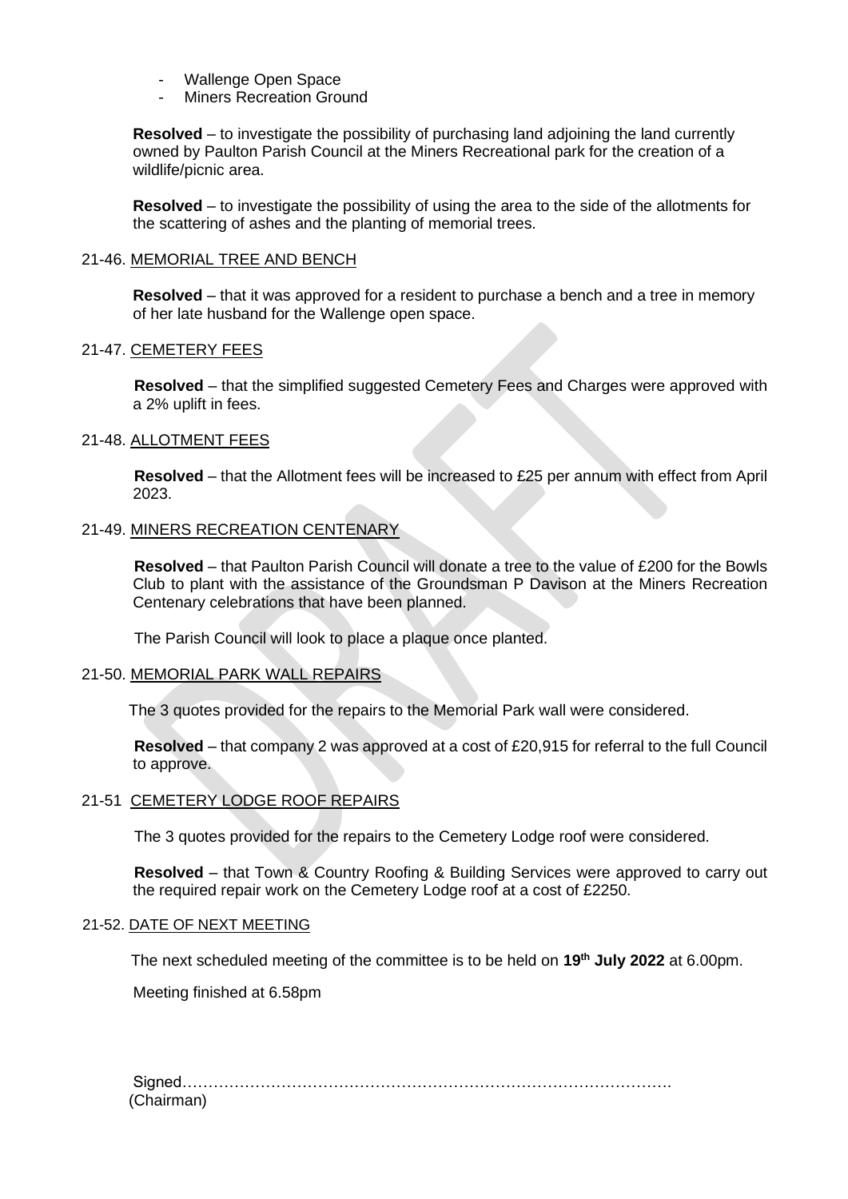- Wallenge Open Space
- Miners Recreation Ground

**Resolved** – to investigate the possibility of purchasing land adjoining the land currently owned by Paulton Parish Council at the Miners Recreational park for the creation of a wildlife/picnic area.

**Resolved** – to investigate the possibility of using the area to the side of the allotments for the scattering of ashes and the planting of memorial trees.

21-46. MEMORIAL TREE AND BENCH

**Resolved** – that it was approved for a resident to purchase a bench and a tree in memory of her late husband for the Wallenge open space.

21-47. CEMETERY FEES

**Resolved** – that the simplified suggested Cemetery Fees and Charges were approved with a 2% uplift in fees.

21-48. ALLOTMENT FEES

**Resolved** – that the Allotment fees will be increased to £25 per annum with effect from April 2023.

21-49. MINERS RECREATION CENTENARY

**Resolved** – that Paulton Parish Council will donate a tree to the value of £200 for the Bowls Club to plant with the assistance of the Groundsman P Davison at the Miners Recreation Centenary celebrations that have been planned.

The Parish Council will look to place a plaque once planted.

21-50. MEMORIAL PARK WALL REPAIRS

The 3 quotes provided for the repairs to the Memorial Park wall were considered.

**Resolved** – that company 2 was approved at a cost of £20,915 for referral to the full Council to approve.

21-51 CEMETERY LODGE ROOF REPAIRS

The 3 quotes provided for the repairs to the Cemetery Lodge roof were considered.

**Resolved** – that Town & Country Roofing & Building Services were approved to carry out the required repair work on the Cemetery Lodge roof at a cost of £2250.

21-52. DATE OF NEXT MEETING

The next scheduled meeting of the committee is to be held on **19th July 2022** at 6.00pm.

Meeting finished at 6.58pm

Signed…………………………………………………………………………………….
(Chairman)